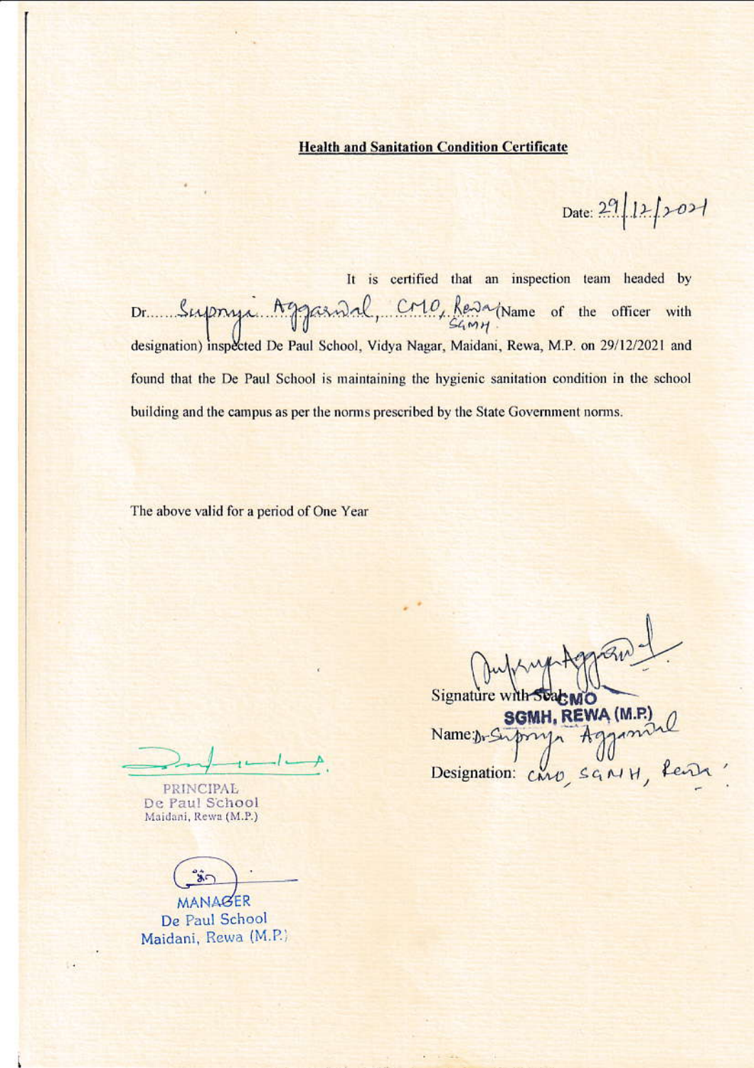**Health and Sanitation Condition Certificate**

Date: 29/12/2021

It is certified that an inspection team headed by Dr. Supriya Aggarwal, CMO, Rewa SGMH (Name of the officer with designation) inspected De Paul School, Vidya Nagar, Maidani, Rewa, M.P. on 29/12/2021 and found that the De Paul School is maintaining the hygienic sanitation condition in the school building and the campus as per the norms prescribed by the State Government norms.

The above valid for a period of One Year

Signature with Seal: CMO
SGMH, REWA (M.P.)
Name: Dr. Supriya Aggarwal
Designation: CMO, SGMH, Rewa.

PRINCIPAL
De Paul School
Maidani, Rewa (M.P.)

MANAGER
De Paul School
Maidani, Rewa (M.P.)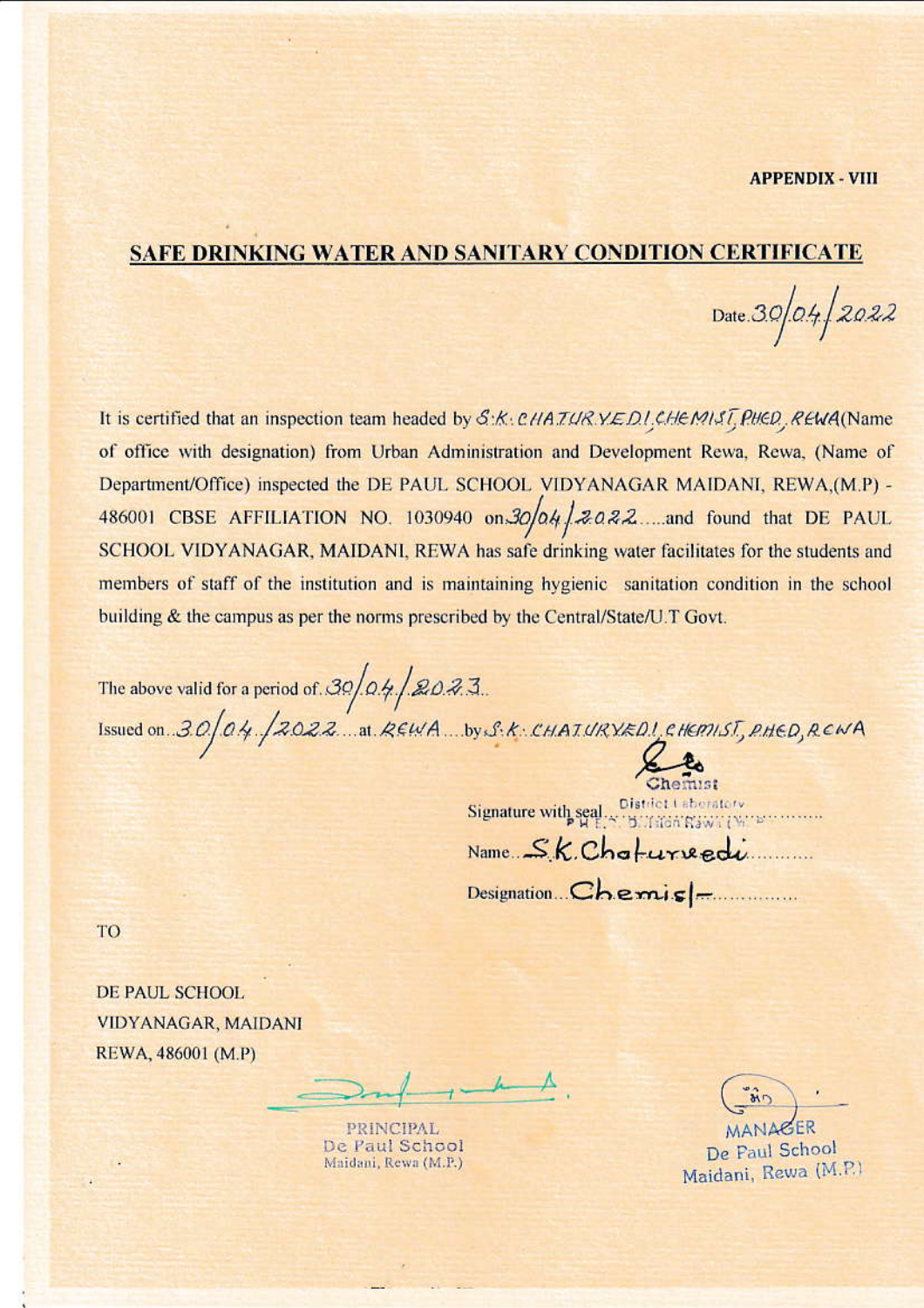**APPENDIX - VIII**

## SAFE DRINKING WATER AND SANITARY CONDITION CERTIFICATE

Date 30/04/2022

It is certified that an inspection team headed by S.K. CHATURVEDI CHEMIST, PHED, REWA (Name of office with designation) from Urban Administration and Development Rewa, Rewa, (Name of Department/Office) inspected the DE PAUL SCHOOL VIDYANAGAR MAIDANI, REWA,(M.P) - 486001 CBSE AFFILIATION NO. 1030940 on 30/04/2022.....and found that DE PAUL SCHOOL VIDYANAGAR, MAIDANI, REWA has safe drinking water facilitates for the students and members of staff of the institution and is maintaining hygienic sanitation condition in the school building & the campus as per the norms prescribed by the Central/State/U.T Govt.

The above valid for a period of 30/04/2023

Issued on 30/04/2022 ...at REWA ....by S.K. CHATURVEDI, CHEMIST, PHED, REWA

Chemist
District Laboratory
P.H.E. Division Rewa (M.P.)

Signature with seal...........

Name S.K. Chaturvedi...........

Designation Chemist...........

TO

DE PAUL SCHOOL
VIDYANAGAR, MAIDANI
REWA, 486001 (M.P)

PRINCIPAL
De Paul School
Maidani, Rewa (M.P.)

MANAGER
De Paul School
Maidani, Rewa (M.P.)